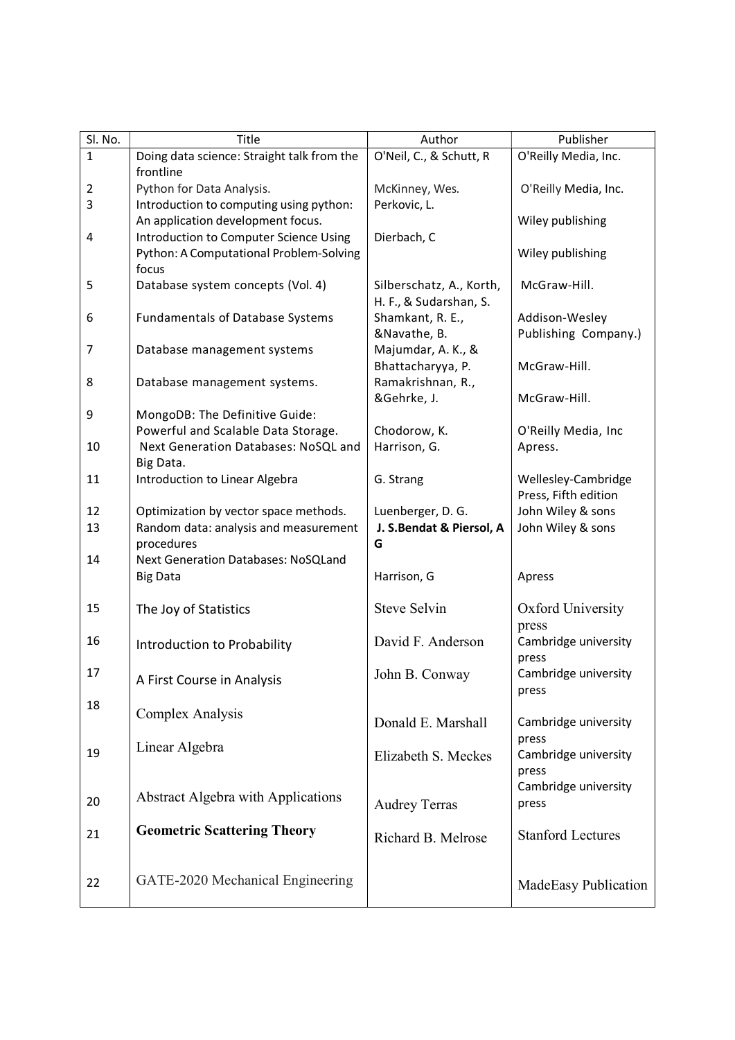| Sl. No. | Title | Author | Publisher |
|---|---|---|---|
| 1 | Doing data science: Straight talk from the frontline | O'Neil, C., & Schutt, R | O'Reilly Media, Inc. |
| 2 | Python for Data Analysis. | McKinney, Wes. | O'Reilly Media, Inc. |
| 3 | Introduction to computing using python: An application development focus. | Perkovic, L. | Wiley publishing |
| 4 | Introduction to Computer Science Using Python: A Computational Problem-Solving focus | Dierbach, C | Wiley publishing |
| 5 | Database system concepts (Vol. 4) | Silberschatz, A., Korth, H. F., & Sudarshan, S. | McGraw-Hill. |
| 6 | Fundamentals of Database Systems | Shamkant, R. E., &Navathe, B. | Addison-Wesley Publishing Company.) |
| 7 | Database management systems | Majumdar, A. K., & Bhattacharyya, P. | McGraw-Hill. |
| 8 | Database management systems. | Ramakrishnan, R., &Gehrke, J. | McGraw-Hill. |
| 9 | MongoDB: The Definitive Guide: Powerful and Scalable Data Storage. | Chodorow, K. | O'Reilly Media, Inc |
| 10 | Next Generation Databases: NoSQL and Big Data. | Harrison, G. | Apress. |
| 11 | Introduction to Linear Algebra | G. Strang | Wellesley-Cambridge Press, Fifth edition |
| 12 | Optimization by vector space methods. | Luenberger, D. G. | John Wiley & sons |
| 13 | Random data: analysis and measurement procedures | **J. S.Bendat & Piersol, A G** | John Wiley & sons |
| 14 | Next Generation Databases: NoSQLand Big Data | Harrison, G | Apress |
| 15 | The Joy of Statistics | Steve Selvin | Oxford University press |
| 16 | Introduction to Probability | David F. Anderson | Cambridge university press |
| 17 | A First Course in Analysis | John B. Conway | Cambridge university press |
| 18 | Complex Analysis | Donald E. Marshall | Cambridge university press |
| 19 | Linear Algebra | Elizabeth S. Meckes | Cambridge university press |
| 20 | Abstract Algebra with Applications | Audrey Terras | Cambridge university press |
| 21 | **Geometric Scattering Theory** | Richard B. Melrose | Stanford Lectures |
| 22 | GATE-2020 Mechanical Engineering | | MadeEasy Publication |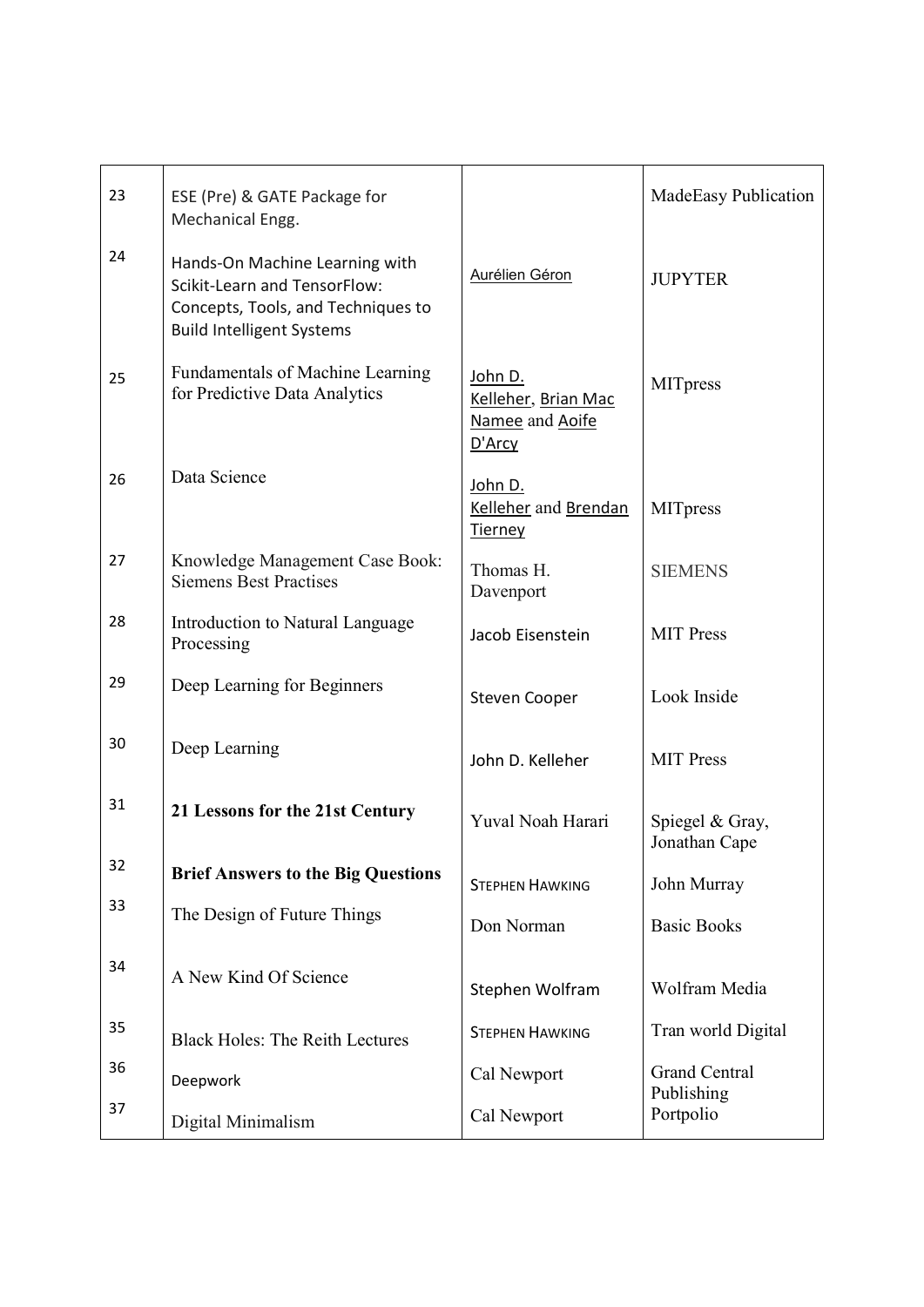| | | | |
|---|---|---|---|
| 23 | ESE (Pre) & GATE Package for Mechanical Engg. | | MadeEasy Publication |
| 24 | Hands-On Machine Learning with Scikit-Learn and TensorFlow: Concepts, Tools, and Techniques to Build Intelligent Systems | Aurélien Géron | JUPYTER |
| 25 | Fundamentals of Machine Learning for Predictive Data Analytics | John D. Kelleher, Brian Mac Namee and Aoife D'Arcy | MITpress |
| 26 | Data Science | John D. Kelleher and Brendan Tierney | MITpress |
| 27 | Knowledge Management Case Book: Siemens Best Practises | Thomas H. Davenport | SIEMENS |
| 28 | Introduction to Natural Language Processing | Jacob Eisenstein | MIT Press |
| 29 | Deep Learning for Beginners | Steven Cooper | Look Inside |
| 30 | Deep Learning | John D. Kelleher | MIT Press |
| 31 | **21 Lessons for the 21st Century** | Yuval Noah Harari | Spiegel & Gray, Jonathan Cape |
| 32 | **Brief Answers to the Big Questions** | STEPHEN HAWKING | John Murray |
| 33 | The Design of Future Things | Don Norman | Basic Books |
| 34 | A New Kind Of Science | Stephen Wolfram | Wolfram Media |
| 35 | Black Holes: The Reith Lectures | STEPHEN HAWKING | Tran world Digital |
| 36 | Deepwork | Cal Newport | Grand Central Publishing |
| 37 | Digital Minimalism | Cal Newport | Portpolio |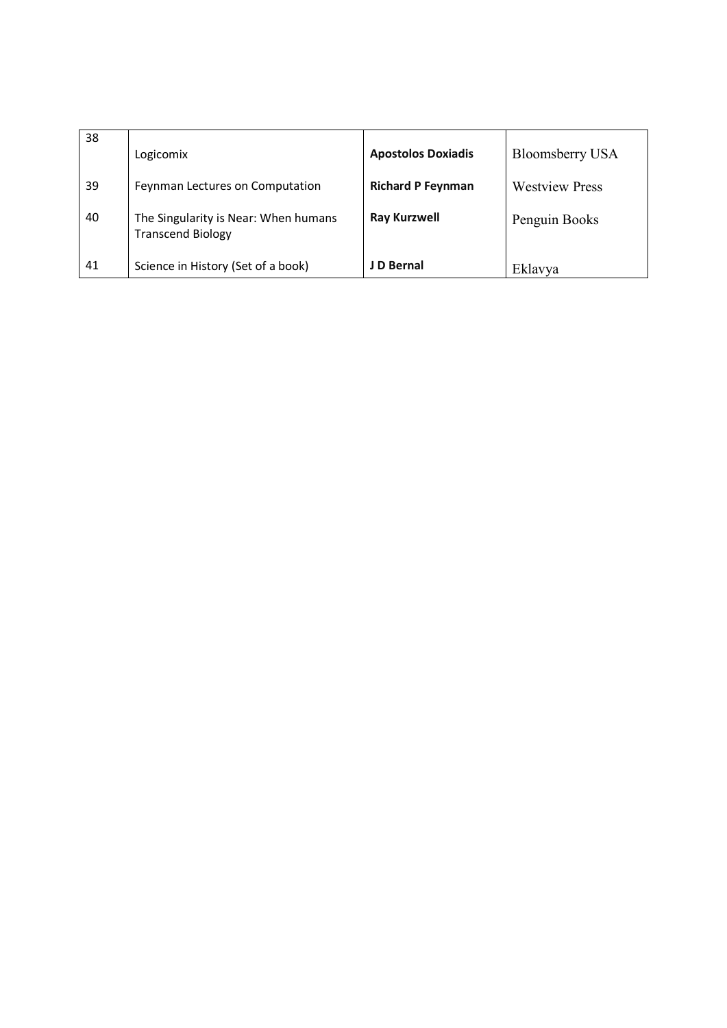| | | | |
|---|---|---|---|
| 38 | Logicomix | **Apostolos Doxiadis** | Bloomsberry USA |
| 39 | Feynman Lectures on Computation | **Richard P Feynman** | Westview Press |
| 40 | The Singularity is Near: When humans Transcend Biology | **Ray Kurzwell** | Penguin Books |
| 41 | Science in History (Set of a book) | **J D Bernal** | Eklavya |